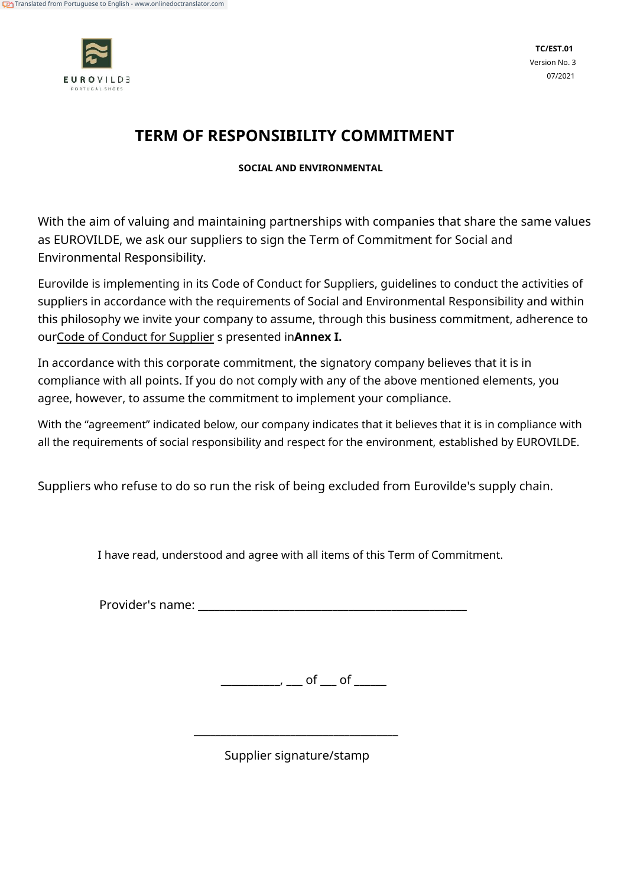EUROVILDE
PORTUGAL SHOES

**TC/EST.01**
Version No. 3
07/2021

# TERM OF RESPONSIBILITY COMMITMENT

**SOCIAL AND ENVIRONMENTAL**

With the aim of valuing and maintaining partnerships with companies that share the same values as EUROVILDE, we ask our suppliers to sign the Term of Commitment for Social and Environmental Responsibility.

Eurovilde is implementing in its Code of Conduct for Suppliers, guidelines to conduct the activities of suppliers in accordance with the requirements of Social and Environmental Responsibility and within this philosophy we invite your company to assume, through this business commitment, adherence to ourCode of Conduct for Supplier s presented in**Annex I.**

In accordance with this corporate commitment, the signatory company believes that it is in compliance with all points. If you do not comply with any of the above mentioned elements, you agree, however, to assume the commitment to implement your compliance.

With the “agreement” indicated below, our company indicates that it believes that it is in compliance with all the requirements of social responsibility and respect for the environment, established by EUROVILDE.

Suppliers who refuse to do so run the risk of being excluded from Eurovilde's supply chain.

I have read, understood and agree with all items of this Term of Commitment.

Provider's name: ________________________________________________

__________, ___ of ___ of ______

____________________________________

Supplier signature/stamp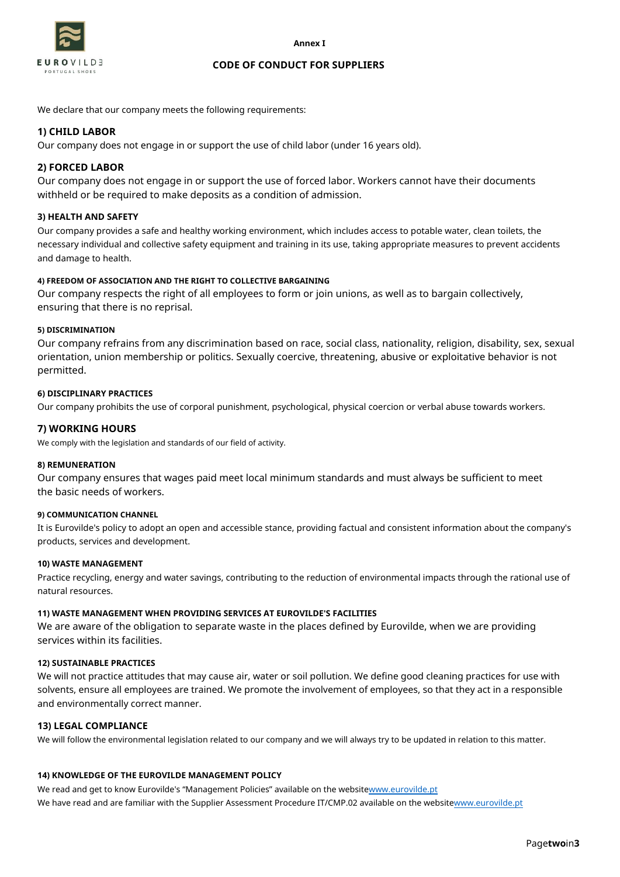Annex I

# CODE OF CONDUCT FOR SUPPLIERS

We declare that our company meets the following requirements:

## 1) CHILD LABOR

Our company does not engage in or support the use of child labor (under 16 years old).

## 2) FORCED LABOR

Our company does not engage in or support the use of forced labor. Workers cannot have their documents withheld or be required to make deposits as a condition of admission.

### 3) HEALTH AND SAFETY

Our company provides a safe and healthy working environment, which includes access to potable water, clean toilets, the necessary individual and collective safety equipment and training in its use, taking appropriate measures to prevent accidents and damage to health.

### 4) FREEDOM OF ASSOCIATION AND THE RIGHT TO COLLECTIVE BARGAINING

Our company respects the right of all employees to form or join unions, as well as to bargain collectively, ensuring that there is no reprisal.

### 5) DISCRIMINATION

Our company refrains from any discrimination based on race, social class, nationality, religion, disability, sex, sexual orientation, union membership or politics. Sexually coercive, threatening, abusive or exploitative behavior is not permitted.

### 6) DISCIPLINARY PRACTICES

Our company prohibits the use of corporal punishment, psychological, physical coercion or verbal abuse towards workers.

## 7) WORKING HOURS

We comply with the legislation and standards of our field of activity.

### 8) REMUNERATION

Our company ensures that wages paid meet local minimum standards and must always be sufficient to meet the basic needs of workers.

### 9) COMMUNICATION CHANNEL

It is Eurovilde's policy to adopt an open and accessible stance, providing factual and consistent information about the company's products, services and development.

### 10) WASTE MANAGEMENT

Practice recycling, energy and water savings, contributing to the reduction of environmental impacts through the rational use of natural resources.

### 11) WASTE MANAGEMENT WHEN PROVIDING SERVICES AT EUROVILDE'S FACILITIES

We are aware of the obligation to separate waste in the places defined by Eurovilde, when we are providing services within its facilities.

### 12) SUSTAINABLE PRACTICES

We will not practice attitudes that may cause air, water or soil pollution. We define good cleaning practices for use with solvents, ensure all employees are trained. We promote the involvement of employees, so that they act in a responsible and environmentally correct manner.

## 13) LEGAL COMPLIANCE

We will follow the environmental legislation related to our company and we will always try to be updated in relation to this matter.

### 14) KNOWLEDGE OF THE EUROVILDE MANAGEMENT POLICY

We read and get to know Eurovilde's "Management Policies" available on the website[www.eurovilde.pt](http://www.eurovilde.pt)
We have read and are familiar with the Supplier Assessment Procedure IT/CMP.02 available on the website[www.eurovilde.pt](http://www.eurovilde.pt)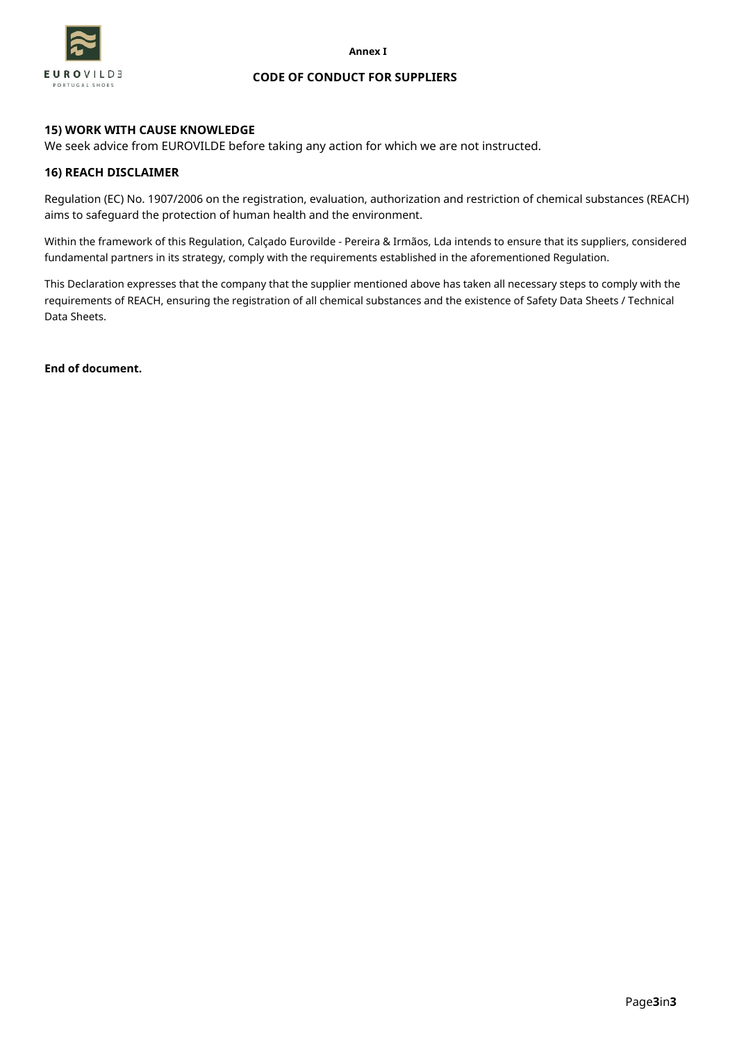**15) WORK WITH CAUSE KNOWLEDGE**

We seek advice from EUROVILDE before taking any action for which we are not instructed.

**16) REACH DISCLAIMER**

Regulation (EC) No. 1907/2006 on the registration, evaluation, authorization and restriction of chemical substances (REACH) aims to safeguard the protection of human health and the environment.

Within the framework of this Regulation, Calçado Eurovilde - Pereira & Irmãos, Lda intends to ensure that its suppliers, considered fundamental partners in its strategy, comply with the requirements established in the aforementioned Regulation.

This Declaration expresses that the company that the supplier mentioned above has taken all necessary steps to comply with the requirements of REACH, ensuring the registration of all chemical substances and the existence of Safety Data Sheets / Technical Data Sheets.

**End of document.**